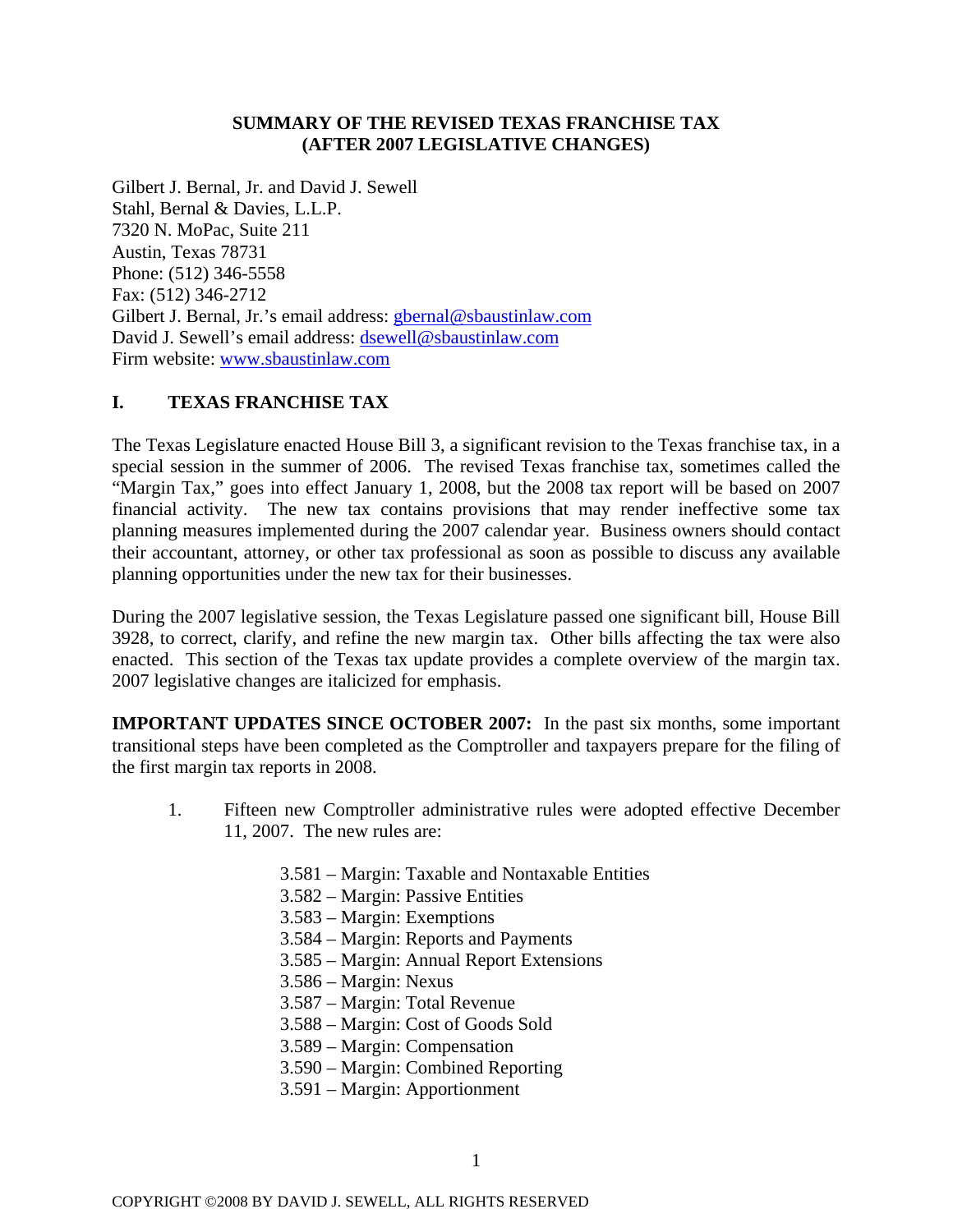# SUMMARY OF THE REVISED TEXAS FRANCHISE TAX (AFTER 2007 LEGISLATIVE CHANGES)

Gilbert J. Bernal, Jr. and David J. Sewell
Stahl, Bernal & Davies, L.L.P.
7320 N. MoPac, Suite 211
Austin, Texas 78731
Phone: (512) 346-5558
Fax: (512) 346-2712
Gilbert J. Bernal, Jr.'s email address: gbernal@sbaustinlaw.com
David J. Sewell's email address: dsewell@sbaustinlaw.com
Firm website: www.sbaustinlaw.com

## I. TEXAS FRANCHISE TAX

The Texas Legislature enacted House Bill 3, a significant revision to the Texas franchise tax, in a special session in the summer of 2006. The revised Texas franchise tax, sometimes called the "Margin Tax," goes into effect January 1, 2008, but the 2008 tax report will be based on 2007 financial activity. The new tax contains provisions that may render ineffective some tax planning measures implemented during the 2007 calendar year. Business owners should contact their accountant, attorney, or other tax professional as soon as possible to discuss any available planning opportunities under the new tax for their businesses.

During the 2007 legislative session, the Texas Legislature passed one significant bill, House Bill 3928, to correct, clarify, and refine the new margin tax. Other bills affecting the tax were also enacted. This section of the Texas tax update provides a complete overview of the margin tax. 2007 legislative changes are italicized for emphasis.

**IMPORTANT UPDATES SINCE OCTOBER 2007:** In the past six months, some important transitional steps have been completed as the Comptroller and taxpayers prepare for the filing of the first margin tax reports in 2008.

1. Fifteen new Comptroller administrative rules were adopted effective December 11, 2007. The new rules are:

    3.581 – Margin: Taxable and Nontaxable Entities
    3.582 – Margin: Passive Entities
    3.583 – Margin: Exemptions
    3.584 – Margin: Reports and Payments
    3.585 – Margin: Annual Report Extensions
    3.586 – Margin: Nexus
    3.587 – Margin: Total Revenue
    3.588 – Margin: Cost of Goods Sold
    3.589 – Margin: Compensation
    3.590 – Margin: Combined Reporting
    3.591 – Margin: Apportionment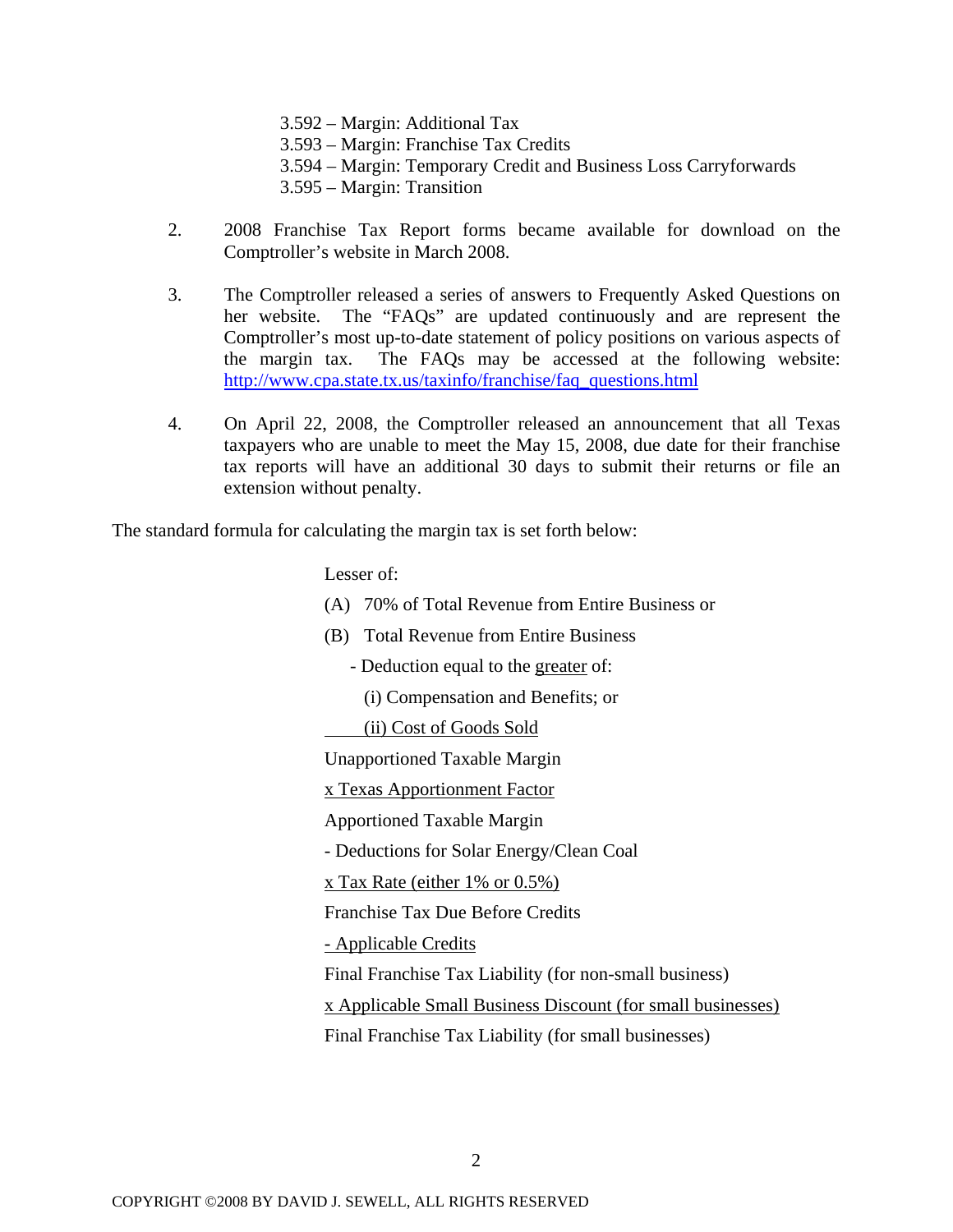3.592 – Margin: Additional Tax
3.593 – Margin: Franchise Tax Credits
3.594 – Margin: Temporary Credit and Business Loss Carryforwards
3.595 – Margin: Transition

2. 2008 Franchise Tax Report forms became available for download on the Comptroller's website in March 2008.

3. The Comptroller released a series of answers to Frequently Asked Questions on her website. The "FAQs" are updated continuously and are represent the Comptroller's most up-to-date statement of policy positions on various aspects of the margin tax. The FAQs may be accessed at the following website: [http://www.cpa.state.tx.us/taxinfo/franchise/faq_questions.html](http://www.cpa.state.tx.us/taxinfo/franchise/faq_questions.html)

4. On April 22, 2008, the Comptroller released an announcement that all Texas taxpayers who are unable to meet the May 15, 2008, due date for their franchise tax reports will have an additional 30 days to submit their returns or file an extension without penalty.

The standard formula for calculating the margin tax is set forth below:

Lesser of:

(A) 70% of Total Revenue from Entire Business or

(B) Total Revenue from Entire Business

- Deduction equal to the greater of:

(i) Compensation and Benefits; or

(ii) Cost of Goods Sold

Unapportioned Taxable Margin

x Texas Apportionment Factor

Apportioned Taxable Margin

- Deductions for Solar Energy/Clean Coal

x Tax Rate (either 1% or 0.5%)

Franchise Tax Due Before Credits

- Applicable Credits

Final Franchise Tax Liability (for non-small business)

x Applicable Small Business Discount (for small businesses)

Final Franchise Tax Liability (for small businesses)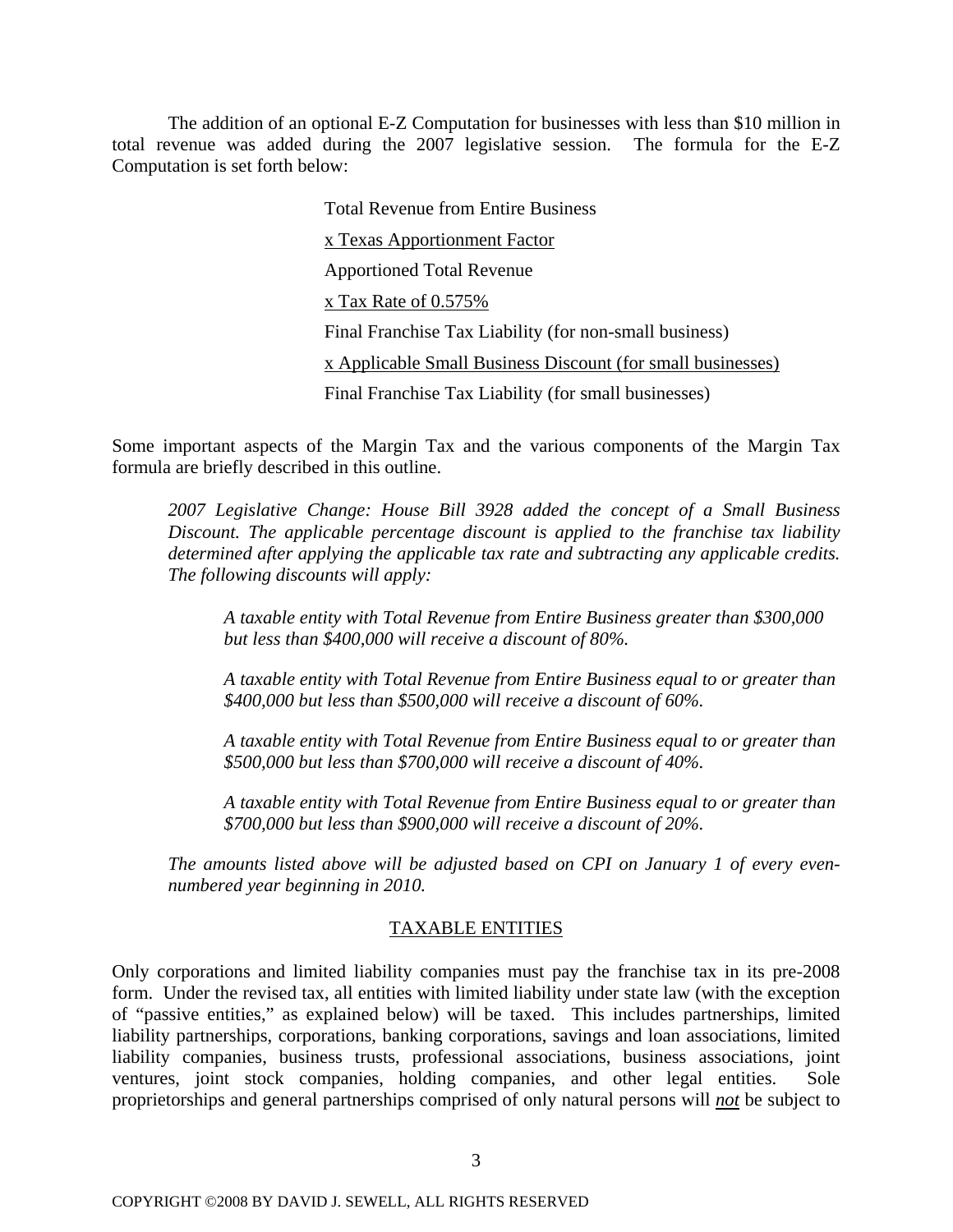The addition of an optional E-Z Computation for businesses with less than $10 million in total revenue was added during the 2007 legislative session. The formula for the E-Z Computation is set forth below:

> Total Revenue from Entire Business
>
> <u>x Texas Apportionment Factor</u>
>
> Apportioned Total Revenue
>
> <u>x Tax Rate of 0.575%</u>
>
> Final Franchise Tax Liability (for non-small business)
>
> <u>x Applicable Small Business Discount (for small businesses)</u>
>
> Final Franchise Tax Liability (for small businesses)

Some important aspects of the Margin Tax and the various components of the Margin Tax formula are briefly described in this outline.

> *2007 Legislative Change: House Bill 3928 added the concept of a Small Business Discount. The applicable percentage discount is applied to the franchise tax liability determined after applying the applicable tax rate and subtracting any applicable credits. The following discounts will apply:*
>
> > *A taxable entity with Total Revenue from Entire Business greater than $300,000 but less than $400,000 will receive a discount of 80%.*
> >
> > *A taxable entity with Total Revenue from Entire Business equal to or greater than $400,000 but less than $500,000 will receive a discount of 60%.*
> >
> > *A taxable entity with Total Revenue from Entire Business equal to or greater than $500,000 but less than $700,000 will receive a discount of 40%.*
> >
> > *A taxable entity with Total Revenue from Entire Business equal to or greater than $700,000 but less than $900,000 will receive a discount of 20%.*
>
> *The amounts listed above will be adjusted based on CPI on January 1 of every even-numbered year beginning in 2010.*

## TAXABLE ENTITIES

Only corporations and limited liability companies must pay the franchise tax in its pre-2008 form. Under the revised tax, all entities with limited liability under state law (with the exception of "passive entities," as explained below) will be taxed. This includes partnerships, limited liability partnerships, corporations, banking corporations, savings and loan associations, limited liability companies, business trusts, professional associations, business associations, joint ventures, joint stock companies, holding companies, and other legal entities. Sole proprietorships and general partnerships comprised of only natural persons will ***not*** be subject to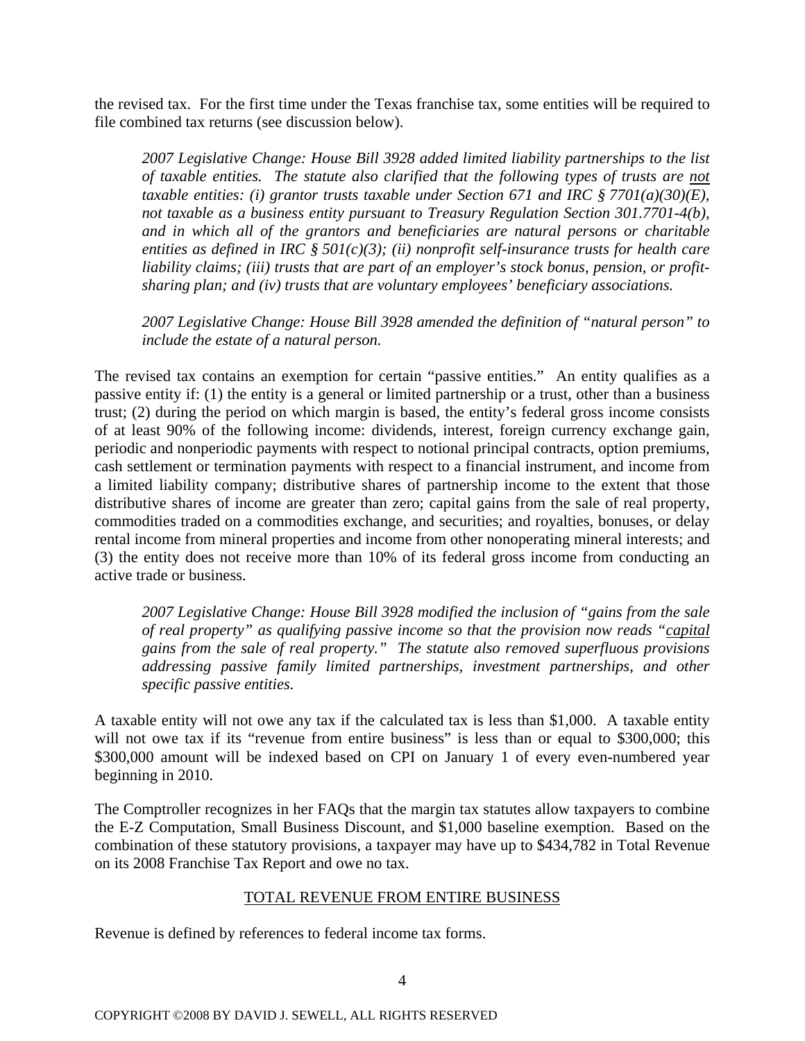the revised tax. For the first time under the Texas franchise tax, some entities will be required to file combined tax returns (see discussion below).

> *2007 Legislative Change: House Bill 3928 added limited liability partnerships to the list of taxable entities. The statute also clarified that the following types of trusts are <u>not</u> taxable entities: (i) grantor trusts taxable under Section 671 and IRC § 7701(a)(30)(E), not taxable as a business entity pursuant to Treasury Regulation Section 301.7701-4(b), and in which all of the grantors and beneficiaries are natural persons or charitable entities as defined in IRC § 501(c)(3); (ii) nonprofit self-insurance trusts for health care liability claims; (iii) trusts that are part of an employer's stock bonus, pension, or profit-sharing plan; and (iv) trusts that are voluntary employees' beneficiary associations.*

> *2007 Legislative Change: House Bill 3928 amended the definition of "natural person" to include the estate of a natural person.*

The revised tax contains an exemption for certain "passive entities." An entity qualifies as a passive entity if: (1) the entity is a general or limited partnership or a trust, other than a business trust; (2) during the period on which margin is based, the entity's federal gross income consists of at least 90% of the following income: dividends, interest, foreign currency exchange gain, periodic and nonperiodic payments with respect to notional principal contracts, option premiums, cash settlement or termination payments with respect to a financial instrument, and income from a limited liability company; distributive shares of partnership income to the extent that those distributive shares of income are greater than zero; capital gains from the sale of real property, commodities traded on a commodities exchange, and securities; and royalties, bonuses, or delay rental income from mineral properties and income from other nonoperating mineral interests; and (3) the entity does not receive more than 10% of its federal gross income from conducting an active trade or business.

> *2007 Legislative Change: House Bill 3928 modified the inclusion of "gains from the sale of real property" as qualifying passive income so that the provision now reads "<u>capital</u> gains from the sale of real property." The statute also removed superfluous provisions addressing passive family limited partnerships, investment partnerships, and other specific passive entities.*

A taxable entity will not owe any tax if the calculated tax is less than $1,000. A taxable entity will not owe tax if its "revenue from entire business" is less than or equal to $300,000; this $300,000 amount will be indexed based on CPI on January 1 of every even-numbered year beginning in 2010.

The Comptroller recognizes in her FAQs that the margin tax statutes allow taxpayers to combine the E-Z Computation, Small Business Discount, and $1,000 baseline exemption. Based on the combination of these statutory provisions, a taxpayer may have up to $434,782 in Total Revenue on its 2008 Franchise Tax Report and owe no tax.

## <u>TOTAL REVENUE FROM ENTIRE BUSINESS</u>

Revenue is defined by references to federal income tax forms.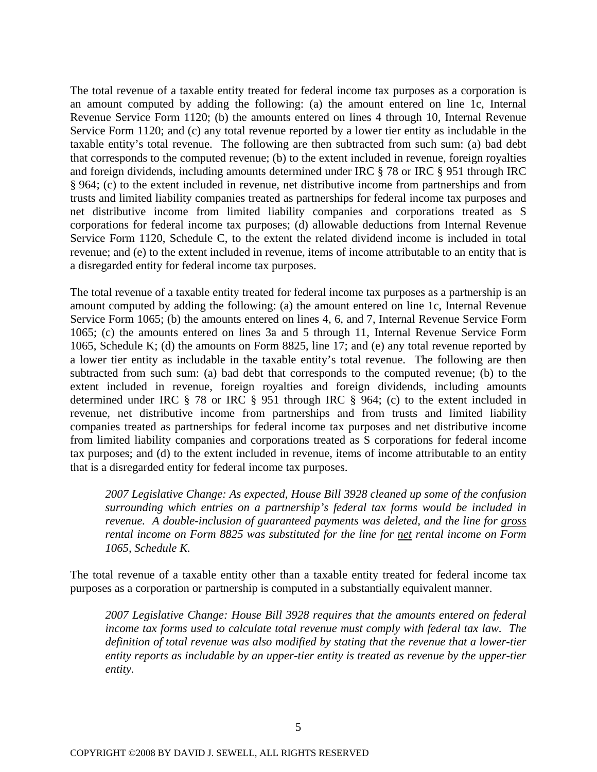The total revenue of a taxable entity treated for federal income tax purposes as a corporation is an amount computed by adding the following: (a) the amount entered on line 1c, Internal Revenue Service Form 1120; (b) the amounts entered on lines 4 through 10, Internal Revenue Service Form 1120; and (c) any total revenue reported by a lower tier entity as includable in the taxable entity's total revenue. The following are then subtracted from such sum: (a) bad debt that corresponds to the computed revenue; (b) to the extent included in revenue, foreign royalties and foreign dividends, including amounts determined under IRC § 78 or IRC § 951 through IRC § 964; (c) to the extent included in revenue, net distributive income from partnerships and from trusts and limited liability companies treated as partnerships for federal income tax purposes and net distributive income from limited liability companies and corporations treated as S corporations for federal income tax purposes; (d) allowable deductions from Internal Revenue Service Form 1120, Schedule C, to the extent the related dividend income is included in total revenue; and (e) to the extent included in revenue, items of income attributable to an entity that is a disregarded entity for federal income tax purposes.

The total revenue of a taxable entity treated for federal income tax purposes as a partnership is an amount computed by adding the following: (a) the amount entered on line 1c, Internal Revenue Service Form 1065; (b) the amounts entered on lines 4, 6, and 7, Internal Revenue Service Form 1065; (c) the amounts entered on lines 3a and 5 through 11, Internal Revenue Service Form 1065, Schedule K; (d) the amounts on Form 8825, line 17; and (e) any total revenue reported by a lower tier entity as includable in the taxable entity's total revenue. The following are then subtracted from such sum: (a) bad debt that corresponds to the computed revenue; (b) to the extent included in revenue, foreign royalties and foreign dividends, including amounts determined under IRC § 78 or IRC § 951 through IRC § 964; (c) to the extent included in revenue, net distributive income from partnerships and from trusts and limited liability companies treated as partnerships for federal income tax purposes and net distributive income from limited liability companies and corporations treated as S corporations for federal income tax purposes; and (d) to the extent included in revenue, items of income attributable to an entity that is a disregarded entity for federal income tax purposes.

> *2007 Legislative Change: As expected, House Bill 3928 cleaned up some of the confusion surrounding which entries on a partnership's federal tax forms would be included in revenue. A double-inclusion of guaranteed payments was deleted, and the line for gross rental income on Form 8825 was substituted for the line for net rental income on Form 1065, Schedule K.*

The total revenue of a taxable entity other than a taxable entity treated for federal income tax purposes as a corporation or partnership is computed in a substantially equivalent manner.

> *2007 Legislative Change: House Bill 3928 requires that the amounts entered on federal income tax forms used to calculate total revenue must comply with federal tax law. The definition of total revenue was also modified by stating that the revenue that a lower-tier entity reports as includable by an upper-tier entity is treated as revenue by the upper-tier entity.*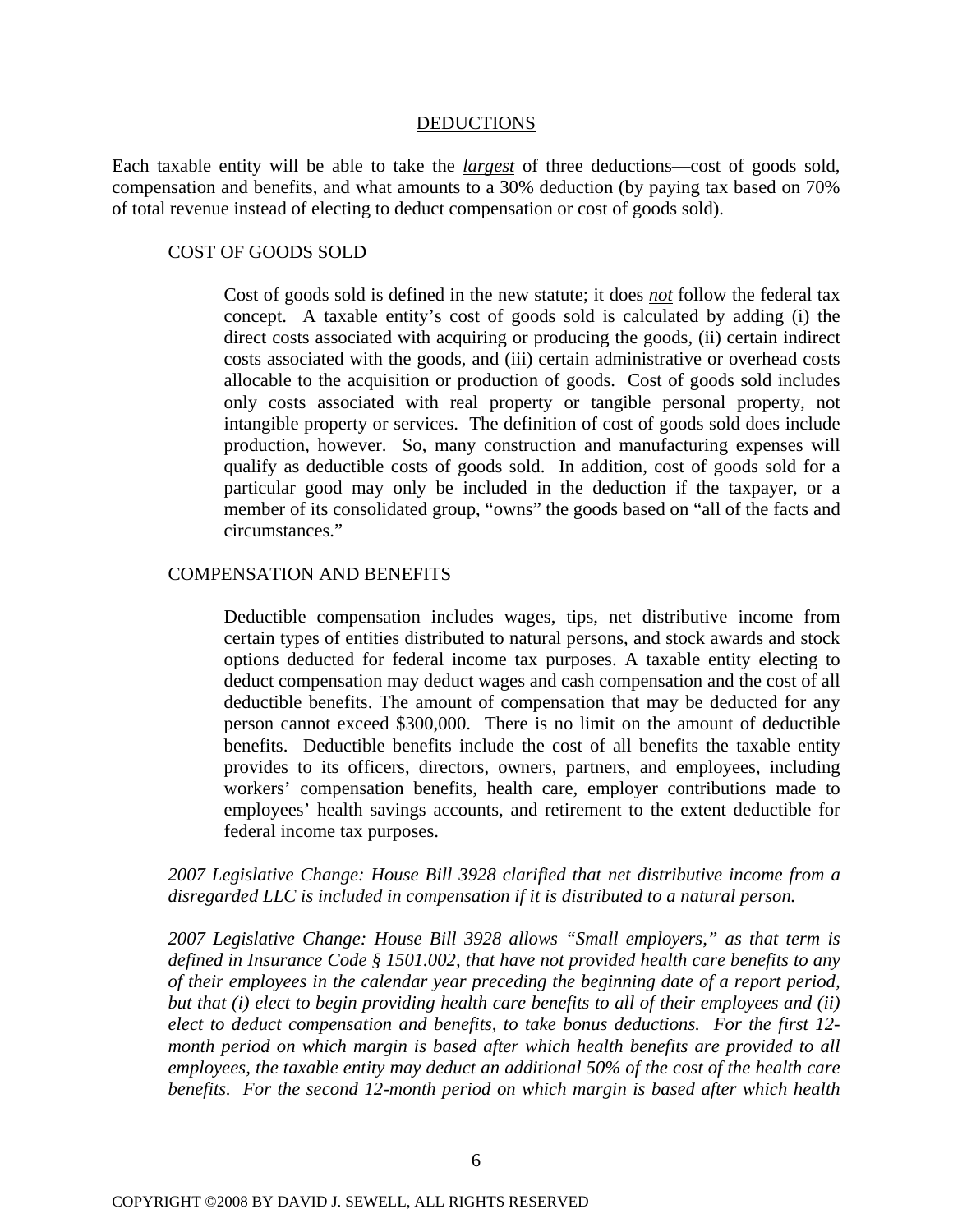## DEDUCTIONS

Each taxable entity will be able to take the ***largest*** of three deductions—cost of goods sold, compensation and benefits, and what amounts to a 30% deduction (by paying tax based on 70% of total revenue instead of electing to deduct compensation or cost of goods sold).

### COST OF GOODS SOLD

Cost of goods sold is defined in the new statute; it does ***not*** follow the federal tax concept. A taxable entity's cost of goods sold is calculated by adding (i) the direct costs associated with acquiring or producing the goods, (ii) certain indirect costs associated with the goods, and (iii) certain administrative or overhead costs allocable to the acquisition or production of goods. Cost of goods sold includes only costs associated with real property or tangible personal property, not intangible property or services. The definition of cost of goods sold does include production, however. So, many construction and manufacturing expenses will qualify as deductible costs of goods sold. In addition, cost of goods sold for a particular good may only be included in the deduction if the taxpayer, or a member of its consolidated group, "owns" the goods based on "all of the facts and circumstances."

### COMPENSATION AND BENEFITS

Deductible compensation includes wages, tips, net distributive income from certain types of entities distributed to natural persons, and stock awards and stock options deducted for federal income tax purposes. A taxable entity electing to deduct compensation may deduct wages and cash compensation and the cost of all deductible benefits. The amount of compensation that may be deducted for any person cannot exceed $300,000. There is no limit on the amount of deductible benefits. Deductible benefits include the cost of all benefits the taxable entity provides to its officers, directors, owners, partners, and employees, including workers' compensation benefits, health care, employer contributions made to employees' health savings accounts, and retirement to the extent deductible for federal income tax purposes.

*2007 Legislative Change: House Bill 3928 clarified that net distributive income from a disregarded LLC is included in compensation if it is distributed to a natural person.*

*2007 Legislative Change: House Bill 3928 allows "Small employers," as that term is defined in Insurance Code § 1501.002, that have not provided health care benefits to any of their employees in the calendar year preceding the beginning date of a report period, but that (i) elect to begin providing health care benefits to all of their employees and (ii) elect to deduct compensation and benefits, to take bonus deductions. For the first 12-month period on which margin is based after which health benefits are provided to all employees, the taxable entity may deduct an additional 50% of the cost of the health care benefits. For the second 12-month period on which margin is based after which health*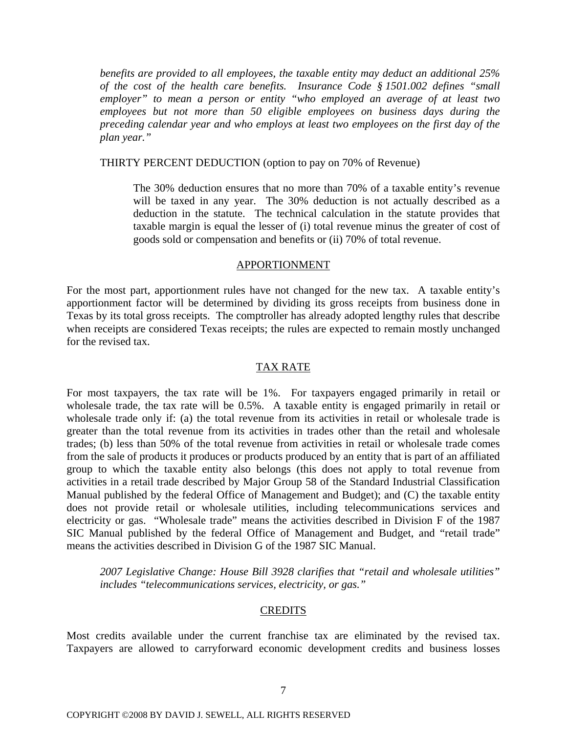*benefits are provided to all employees, the taxable entity may deduct an additional 25% of the cost of the health care benefits. Insurance Code § 1501.002 defines "small employer" to mean a person or entity "who employed an average of at least two employees but not more than 50 eligible employees on business days during the preceding calendar year and who employs at least two employees on the first day of the plan year."*

THIRTY PERCENT DEDUCTION (option to pay on 70% of Revenue)

The 30% deduction ensures that no more than 70% of a taxable entity's revenue will be taxed in any year. The 30% deduction is not actually described as a deduction in the statute. The technical calculation in the statute provides that taxable margin is equal the lesser of (i) total revenue minus the greater of cost of goods sold or compensation and benefits or (ii) 70% of total revenue.

## APPORTIONMENT

For the most part, apportionment rules have not changed for the new tax. A taxable entity's apportionment factor will be determined by dividing its gross receipts from business done in Texas by its total gross receipts. The comptroller has already adopted lengthy rules that describe when receipts are considered Texas receipts; the rules are expected to remain mostly unchanged for the revised tax.

## TAX RATE

For most taxpayers, the tax rate will be 1%. For taxpayers engaged primarily in retail or wholesale trade, the tax rate will be 0.5%. A taxable entity is engaged primarily in retail or wholesale trade only if: (a) the total revenue from its activities in retail or wholesale trade is greater than the total revenue from its activities in trades other than the retail and wholesale trades; (b) less than 50% of the total revenue from activities in retail or wholesale trade comes from the sale of products it produces or products produced by an entity that is part of an affiliated group to which the taxable entity also belongs (this does not apply to total revenue from activities in a retail trade described by Major Group 58 of the Standard Industrial Classification Manual published by the federal Office of Management and Budget); and (C) the taxable entity does not provide retail or wholesale utilities, including telecommunications services and electricity or gas. "Wholesale trade" means the activities described in Division F of the 1987 SIC Manual published by the federal Office of Management and Budget, and "retail trade" means the activities described in Division G of the 1987 SIC Manual.

*2007 Legislative Change: House Bill 3928 clarifies that "retail and wholesale utilities" includes "telecommunications services, electricity, or gas."*

## CREDITS

Most credits available under the current franchise tax are eliminated by the revised tax. Taxpayers are allowed to carryforward economic development credits and business losses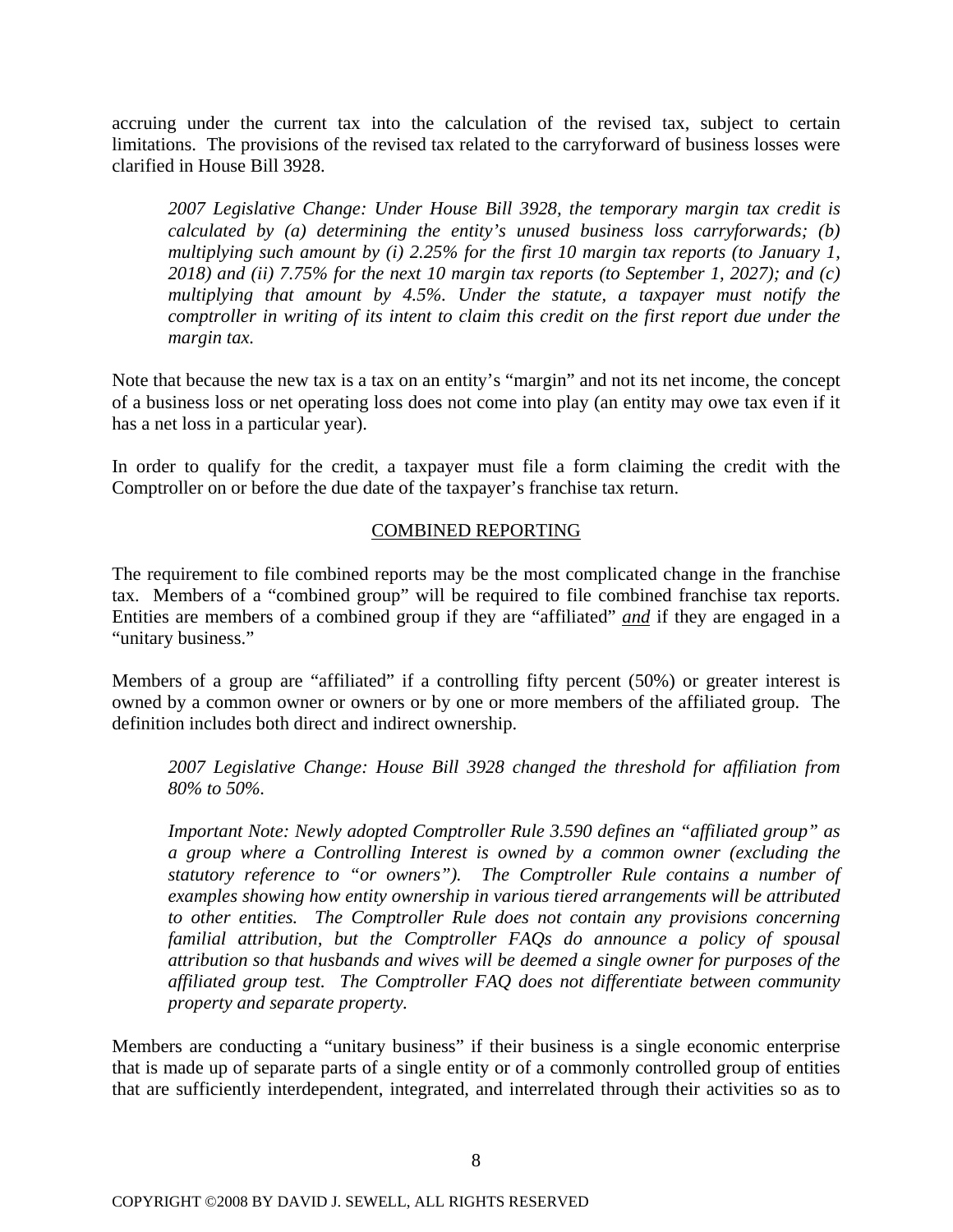accruing under the current tax into the calculation of the revised tax, subject to certain limitations. The provisions of the revised tax related to the carryforward of business losses were clarified in House Bill 3928.

> *2007 Legislative Change: Under House Bill 3928, the temporary margin tax credit is calculated by (a) determining the entity's unused business loss carryforwards; (b) multiplying such amount by (i) 2.25% for the first 10 margin tax reports (to January 1, 2018) and (ii) 7.75% for the next 10 margin tax reports (to September 1, 2027); and (c) multiplying that amount by 4.5%. Under the statute, a taxpayer must notify the comptroller in writing of its intent to claim this credit on the first report due under the margin tax.*

Note that because the new tax is a tax on an entity's "margin" and not its net income, the concept of a business loss or net operating loss does not come into play (an entity may owe tax even if it has a net loss in a particular year).

In order to qualify for the credit, a taxpayer must file a form claiming the credit with the Comptroller on or before the due date of the taxpayer's franchise tax return.

## COMBINED REPORTING

The requirement to file combined reports may be the most complicated change in the franchise tax. Members of a "combined group" will be required to file combined franchise tax reports. Entities are members of a combined group if they are "affiliated" ***and*** if they are engaged in a "unitary business."

Members of a group are "affiliated" if a controlling fifty percent (50%) or greater interest is owned by a common owner or owners or by one or more members of the affiliated group. The definition includes both direct and indirect ownership.

> *2007 Legislative Change: House Bill 3928 changed the threshold for affiliation from 80% to 50%.*
>
> *Important Note: Newly adopted Comptroller Rule 3.590 defines an "affiliated group" as a group where a Controlling Interest is owned by a common owner (excluding the statutory reference to "or owners"). The Comptroller Rule contains a number of examples showing how entity ownership in various tiered arrangements will be attributed to other entities. The Comptroller Rule does not contain any provisions concerning familial attribution, but the Comptroller FAQs do announce a policy of spousal attribution so that husbands and wives will be deemed a single owner for purposes of the affiliated group test. The Comptroller FAQ does not differentiate between community property and separate property.*

Members are conducting a "unitary business" if their business is a single economic enterprise that is made up of separate parts of a single entity or of a commonly controlled group of entities that are sufficiently interdependent, integrated, and interrelated through their activities so as to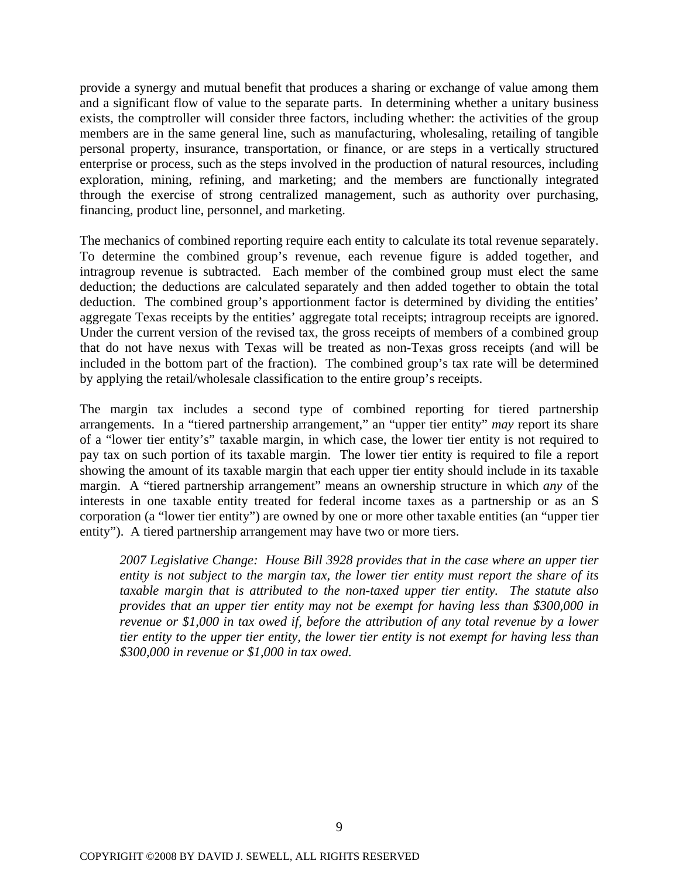provide a synergy and mutual benefit that produces a sharing or exchange of value among them and a significant flow of value to the separate parts. In determining whether a unitary business exists, the comptroller will consider three factors, including whether: the activities of the group members are in the same general line, such as manufacturing, wholesaling, retailing of tangible personal property, insurance, transportation, or finance, or are steps in a vertically structured enterprise or process, such as the steps involved in the production of natural resources, including exploration, mining, refining, and marketing; and the members are functionally integrated through the exercise of strong centralized management, such as authority over purchasing, financing, product line, personnel, and marketing.

The mechanics of combined reporting require each entity to calculate its total revenue separately. To determine the combined group's revenue, each revenue figure is added together, and intragroup revenue is subtracted. Each member of the combined group must elect the same deduction; the deductions are calculated separately and then added together to obtain the total deduction. The combined group's apportionment factor is determined by dividing the entities' aggregate Texas receipts by the entities' aggregate total receipts; intragroup receipts are ignored. Under the current version of the revised tax, the gross receipts of members of a combined group that do not have nexus with Texas will be treated as non-Texas gross receipts (and will be included in the bottom part of the fraction). The combined group's tax rate will be determined by applying the retail/wholesale classification to the entire group's receipts.

The margin tax includes a second type of combined reporting for tiered partnership arrangements. In a "tiered partnership arrangement," an "upper tier entity" *may* report its share of a "lower tier entity's" taxable margin, in which case, the lower tier entity is not required to pay tax on such portion of its taxable margin. The lower tier entity is required to file a report showing the amount of its taxable margin that each upper tier entity should include in its taxable margin. A "tiered partnership arrangement" means an ownership structure in which *any* of the interests in one taxable entity treated for federal income taxes as a partnership or as an S corporation (a "lower tier entity") are owned by one or more other taxable entities (an "upper tier entity"). A tiered partnership arrangement may have two or more tiers.

> *2007 Legislative Change: House Bill 3928 provides that in the case where an upper tier entity is not subject to the margin tax, the lower tier entity must report the share of its taxable margin that is attributed to the non-taxed upper tier entity. The statute also provides that an upper tier entity may not be exempt for having less than $300,000 in revenue or $1,000 in tax owed if, before the attribution of any total revenue by a lower tier entity to the upper tier entity, the lower tier entity is not exempt for having less than $300,000 in revenue or $1,000 in tax owed.*

COPYRIGHT ©2008 BY DAVID J. SEWELL, ALL RIGHTS RESERVED